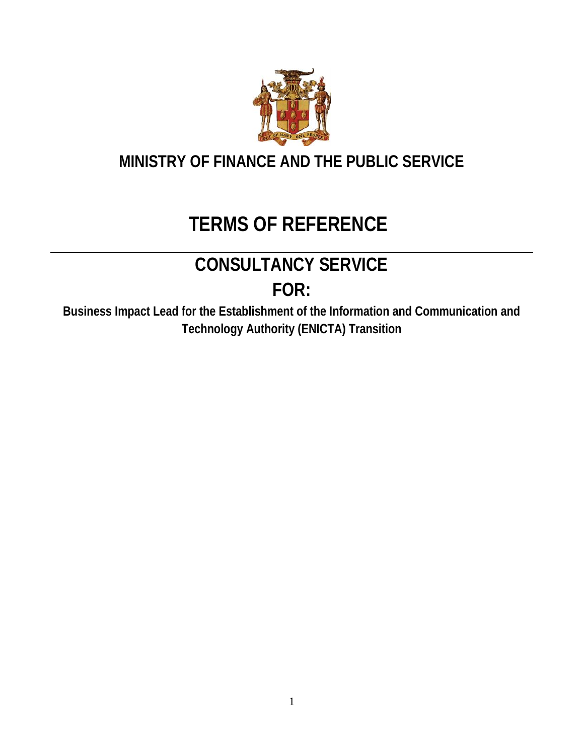# MINISTRY OF FINANCE AND THE PUBLIC SERVICE

# TERMS OF REFERENCE

---

## CONSULTANCY SERVICE

## FOR:

**Business Impact Lead for the Establishment of the Information and Communication and Technology Authority (ENICTA) Transition**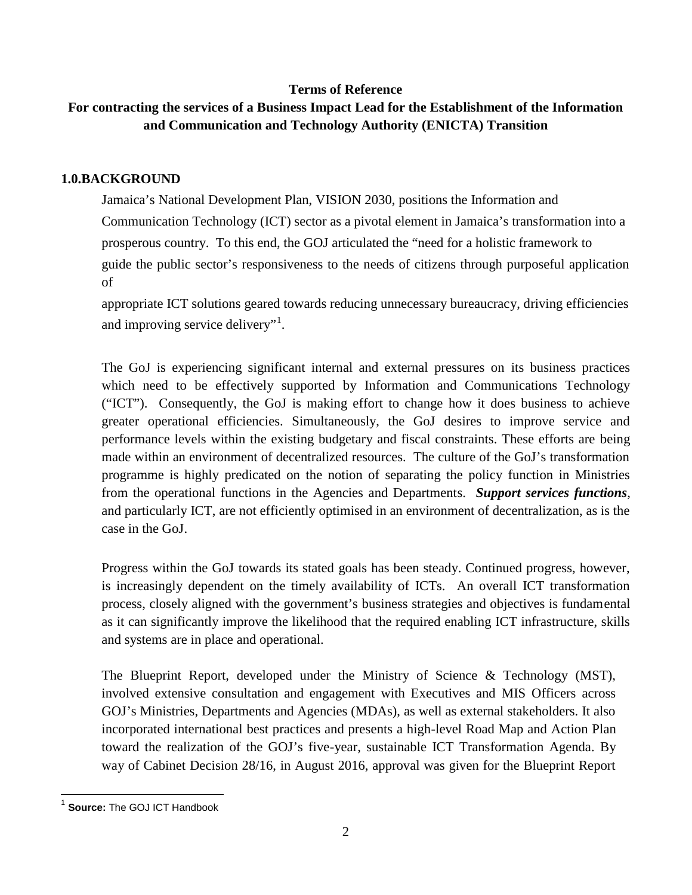**Terms of Reference**

**For contracting the services of a Business Impact Lead for the Establishment of the Information and Communication and Technology Authority (ENICTA) Transition**

## 1.0.BACKGROUND

Jamaica's National Development Plan, VISION 2030, positions the Information and Communication Technology (ICT) sector as a pivotal element in Jamaica's transformation into a prosperous country. To this end, the GOJ articulated the "need for a holistic framework to guide the public sector's responsiveness to the needs of citizens through purposeful application of appropriate ICT solutions geared towards reducing unnecessary bureaucracy, driving efficiencies and improving service delivery"[1].

The GoJ is experiencing significant internal and external pressures on its business practices which need to be effectively supported by Information and Communications Technology ("ICT"). Consequently, the GoJ is making effort to change how it does business to achieve greater operational efficiencies. Simultaneously, the GoJ desires to improve service and performance levels within the existing budgetary and fiscal constraints. These efforts are being made within an environment of decentralized resources. The culture of the GoJ's transformation programme is highly predicated on the notion of separating the policy function in Ministries from the operational functions in the Agencies and Departments. ***Support services functions***, and particularly ICT, are not efficiently optimised in an environment of decentralization, as is the case in the GoJ.

Progress within the GoJ towards its stated goals has been steady. Continued progress, however, is increasingly dependent on the timely availability of ICTs. An overall ICT transformation process, closely aligned with the government's business strategies and objectives is fundamental as it can significantly improve the likelihood that the required enabling ICT infrastructure, skills and systems are in place and operational.

The Blueprint Report, developed under the Ministry of Science & Technology (MST), involved extensive consultation and engagement with Executives and MIS Officers across GOJ's Ministries, Departments and Agencies (MDAs), as well as external stakeholders. It also incorporated international best practices and presents a high-level Road Map and Action Plan toward the realization of the GOJ's five-year, sustainable ICT Transformation Agenda. By way of Cabinet Decision 28/16, in August 2016, approval was given for the Blueprint Report

[1] **Source:** The GOJ ICT Handbook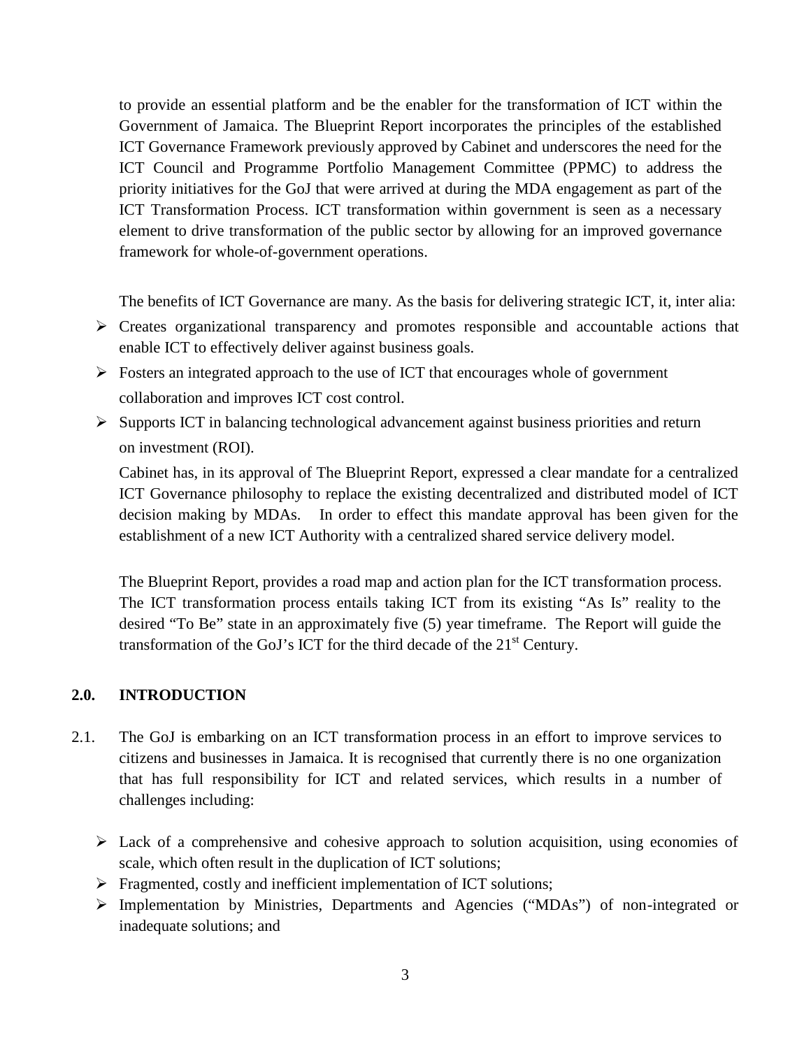to provide an essential platform and be the enabler for the transformation of ICT within the Government of Jamaica. The Blueprint Report incorporates the principles of the established ICT Governance Framework previously approved by Cabinet and underscores the need for the ICT Council and Programme Portfolio Management Committee (PPMC) to address the priority initiatives for the GoJ that were arrived at during the MDA engagement as part of the ICT Transformation Process. ICT transformation within government is seen as a necessary element to drive transformation of the public sector by allowing for an improved governance framework for whole-of-government operations.

The benefits of ICT Governance are many. As the basis for delivering strategic ICT, it, inter alia:

- Creates organizational transparency and promotes responsible and accountable actions that enable ICT to effectively deliver against business goals.
- Fosters an integrated approach to the use of ICT that encourages whole of government collaboration and improves ICT cost control.
- Supports ICT in balancing technological advancement against business priorities and return on investment (ROI).

Cabinet has, in its approval of The Blueprint Report, expressed a clear mandate for a centralized ICT Governance philosophy to replace the existing decentralized and distributed model of ICT decision making by MDAs. In order to effect this mandate approval has been given for the establishment of a new ICT Authority with a centralized shared service delivery model.

The Blueprint Report, provides a road map and action plan for the ICT transformation process. The ICT transformation process entails taking ICT from its existing "As Is" reality to the desired "To Be" state in an approximately five (5) year timeframe. The Report will guide the transformation of the GoJ's ICT for the third decade of the 21st Century.

## 2.0. INTRODUCTION

2.1. The GoJ is embarking on an ICT transformation process in an effort to improve services to citizens and businesses in Jamaica. It is recognised that currently there is no one organization that has full responsibility for ICT and related services, which results in a number of challenges including:

- Lack of a comprehensive and cohesive approach to solution acquisition, using economies of scale, which often result in the duplication of ICT solutions;
- Fragmented, costly and inefficient implementation of ICT solutions;
- Implementation by Ministries, Departments and Agencies ("MDAs") of non-integrated or inadequate solutions; and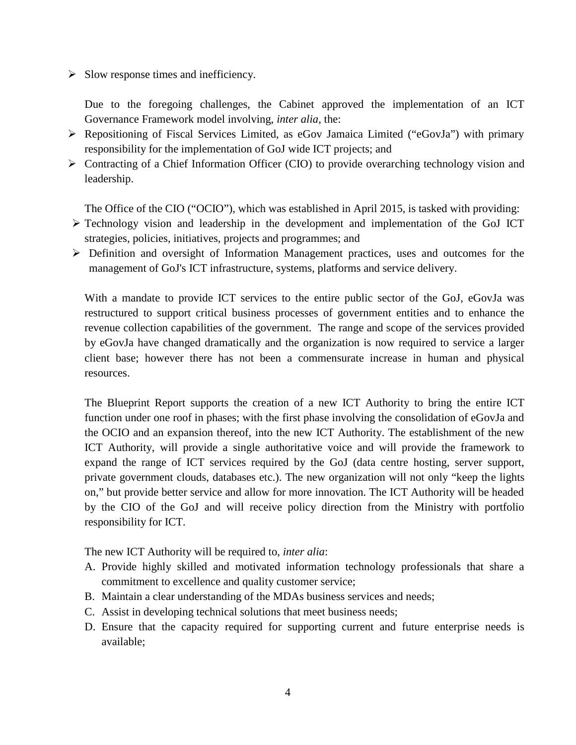- Slow response times and inefficiency.

Due to the foregoing challenges, the Cabinet approved the implementation of an ICT Governance Framework model involving, *inter alia*, the:

- Repositioning of Fiscal Services Limited, as eGov Jamaica Limited ("eGovJa") with primary responsibility for the implementation of GoJ wide ICT projects; and
- Contracting of a Chief Information Officer (CIO) to provide overarching technology vision and leadership.

The Office of the CIO ("OCIO"), which was established in April 2015, is tasked with providing:

- Technology vision and leadership in the development and implementation of the GoJ ICT strategies, policies, initiatives, projects and programmes; and
- Definition and oversight of Information Management practices, uses and outcomes for the management of GoJ's ICT infrastructure, systems, platforms and service delivery.

With a mandate to provide ICT services to the entire public sector of the GoJ, eGovJa was restructured to support critical business processes of government entities and to enhance the revenue collection capabilities of the government. The range and scope of the services provided by eGovJa have changed dramatically and the organization is now required to service a larger client base; however there has not been a commensurate increase in human and physical resources.

The Blueprint Report supports the creation of a new ICT Authority to bring the entire ICT function under one roof in phases; with the first phase involving the consolidation of eGovJa and the OCIO and an expansion thereof, into the new ICT Authority. The establishment of the new ICT Authority, will provide a single authoritative voice and will provide the framework to expand the range of ICT services required by the GoJ (data centre hosting, server support, private government clouds, databases etc.). The new organization will not only "keep the lights on," but provide better service and allow for more innovation. The ICT Authority will be headed by the CIO of the GoJ and will receive policy direction from the Ministry with portfolio responsibility for ICT.

The new ICT Authority will be required to, *inter alia*:

A. Provide highly skilled and motivated information technology professionals that share a commitment to excellence and quality customer service;
B. Maintain a clear understanding of the MDAs business services and needs;
C. Assist in developing technical solutions that meet business needs;
D. Ensure that the capacity required for supporting current and future enterprise needs is available;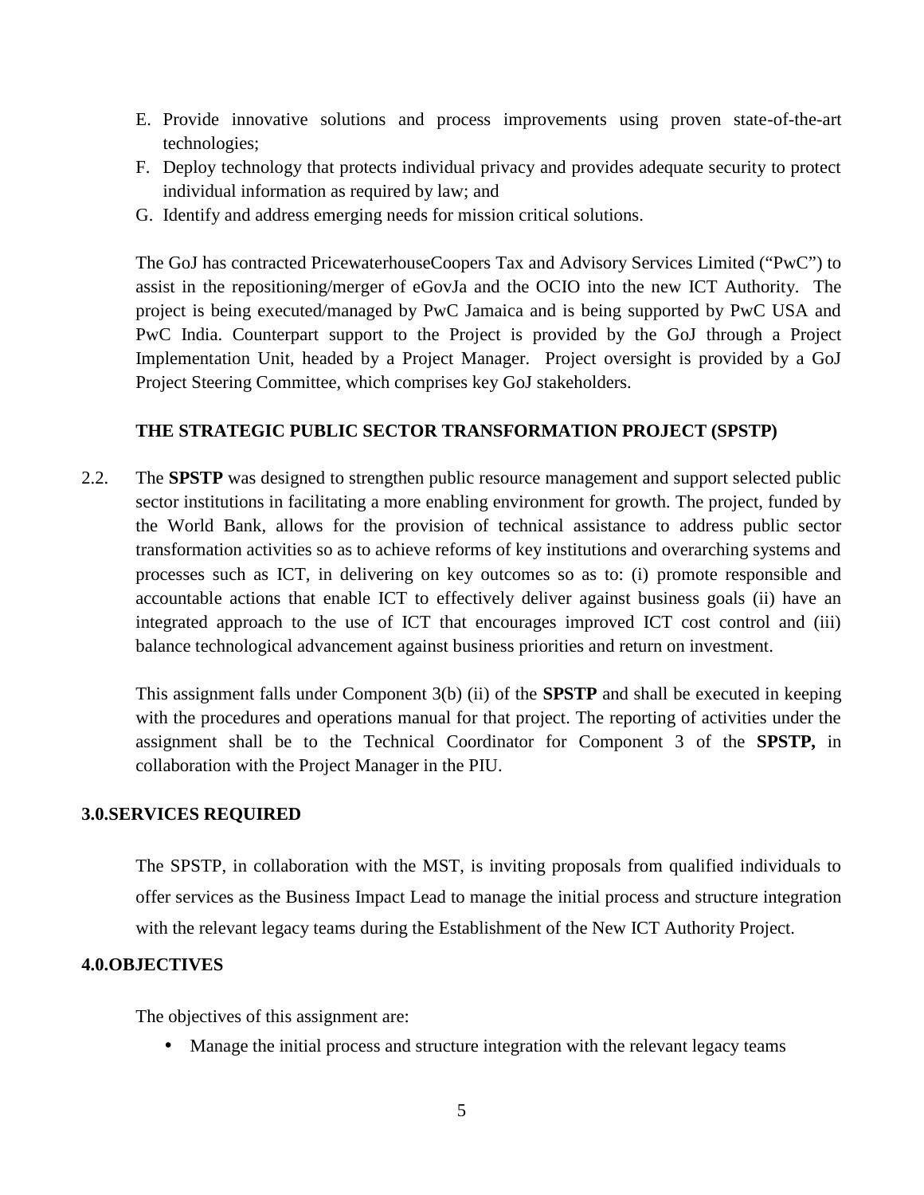E. Provide innovative solutions and process improvements using proven state-of-the-art technologies;
F. Deploy technology that protects individual privacy and provides adequate security to protect individual information as required by law; and
G. Identify and address emerging needs for mission critical solutions.

The GoJ has contracted PricewaterhouseCoopers Tax and Advisory Services Limited ("PwC") to assist in the repositioning/merger of eGovJa and the OCIO into the new ICT Authority. The project is being executed/managed by PwC Jamaica and is being supported by PwC USA and PwC India. Counterpart support to the Project is provided by the GoJ through a Project Implementation Unit, headed by a Project Manager. Project oversight is provided by a GoJ Project Steering Committee, which comprises key GoJ stakeholders.

**THE STRATEGIC PUBLIC SECTOR TRANSFORMATION PROJECT (SPSTP)**

2.2. The **SPSTP** was designed to strengthen public resource management and support selected public sector institutions in facilitating a more enabling environment for growth. The project, funded by the World Bank, allows for the provision of technical assistance to address public sector transformation activities so as to achieve reforms of key institutions and overarching systems and processes such as ICT, in delivering on key outcomes so as to: (i) promote responsible and accountable actions that enable ICT to effectively deliver against business goals (ii) have an integrated approach to the use of ICT that encourages improved ICT cost control and (iii) balance technological advancement against business priorities and return on investment.

This assignment falls under Component 3(b) (ii) of the **SPSTP** and shall be executed in keeping with the procedures and operations manual for that project. The reporting of activities under the assignment shall be to the Technical Coordinator for Component 3 of the **SPSTP,** in collaboration with the Project Manager in the PIU.

## 3.0. SERVICES REQUIRED

The SPSTP, in collaboration with the MST, is inviting proposals from qualified individuals to offer services as the Business Impact Lead to manage the initial process and structure integration with the relevant legacy teams during the Establishment of the New ICT Authority Project.

## 4.0. OBJECTIVES

The objectives of this assignment are:

- Manage the initial process and structure integration with the relevant legacy teams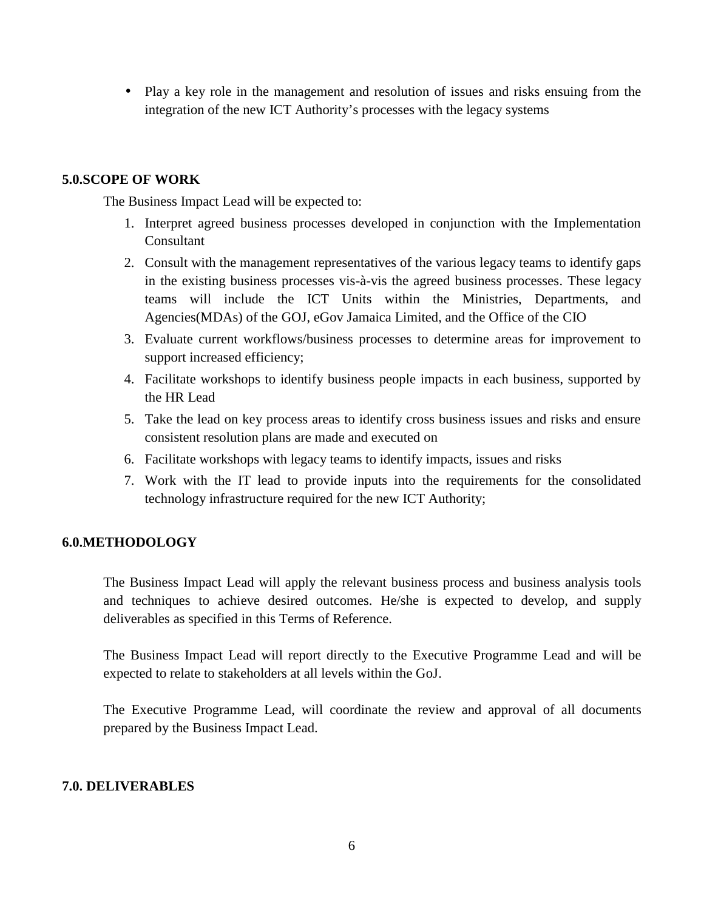- Play a key role in the management and resolution of issues and risks ensuing from the integration of the new ICT Authority's processes with the legacy systems

## 5.0.SCOPE OF WORK

The Business Impact Lead will be expected to:

1. Interpret agreed business processes developed in conjunction with the Implementation Consultant
2. Consult with the management representatives of the various legacy teams to identify gaps in the existing business processes vis-à-vis the agreed business processes. These legacy teams will include the ICT Units within the Ministries, Departments, and Agencies(MDAs) of the GOJ, eGov Jamaica Limited, and the Office of the CIO
3. Evaluate current workflows/business processes to determine areas for improvement to support increased efficiency;
4. Facilitate workshops to identify business people impacts in each business, supported by the HR Lead
5. Take the lead on key process areas to identify cross business issues and risks and ensure consistent resolution plans are made and executed on
6. Facilitate workshops with legacy teams to identify impacts, issues and risks
7. Work with the IT lead to provide inputs into the requirements for the consolidated technology infrastructure required for the new ICT Authority;

## 6.0.METHODOLOGY

The Business Impact Lead will apply the relevant business process and business analysis tools and techniques to achieve desired outcomes. He/she is expected to develop, and supply deliverables as specified in this Terms of Reference.

The Business Impact Lead will report directly to the Executive Programme Lead and will be expected to relate to stakeholders at all levels within the GoJ.

The Executive Programme Lead, will coordinate the review and approval of all documents prepared by the Business Impact Lead.

## 7.0. DELIVERABLES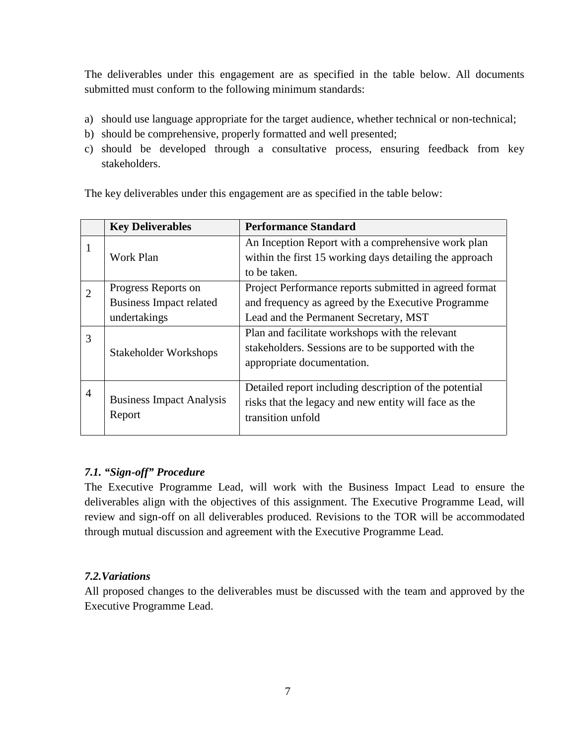The deliverables under this engagement are as specified in the table below. All documents submitted must conform to the following minimum standards:

a) should use language appropriate for the target audience, whether technical or non-technical;
b) should be comprehensive, properly formatted and well presented;
c) should be developed through a consultative process, ensuring feedback from key stakeholders.

The key deliverables under this engagement are as specified in the table below:

| | Key Deliverables | Performance Standard |
|---|---|---|
| 1 | Work Plan | An Inception Report with a comprehensive work plan within the first 15 working days detailing the approach to be taken. |
| 2 | Progress Reports on Business Impact related undertakings | Project Performance reports submitted in agreed format and frequency as agreed by the Executive Programme Lead and the Permanent Secretary, MST |
| 3 | Stakeholder Workshops | Plan and facilitate workshops with the relevant stakeholders. Sessions are to be supported with the appropriate documentation. |
| 4 | Business Impact Analysis Report | Detailed report including description of the potential risks that the legacy and new entity will face as the transition unfold |

### *7.1. "Sign-off" Procedure*

The Executive Programme Lead, will work with the Business Impact Lead to ensure the deliverables align with the objectives of this assignment. The Executive Programme Lead, will review and sign-off on all deliverables produced. Revisions to the TOR will be accommodated through mutual discussion and agreement with the Executive Programme Lead.

### *7.2.Variations*

All proposed changes to the deliverables must be discussed with the team and approved by the Executive Programme Lead.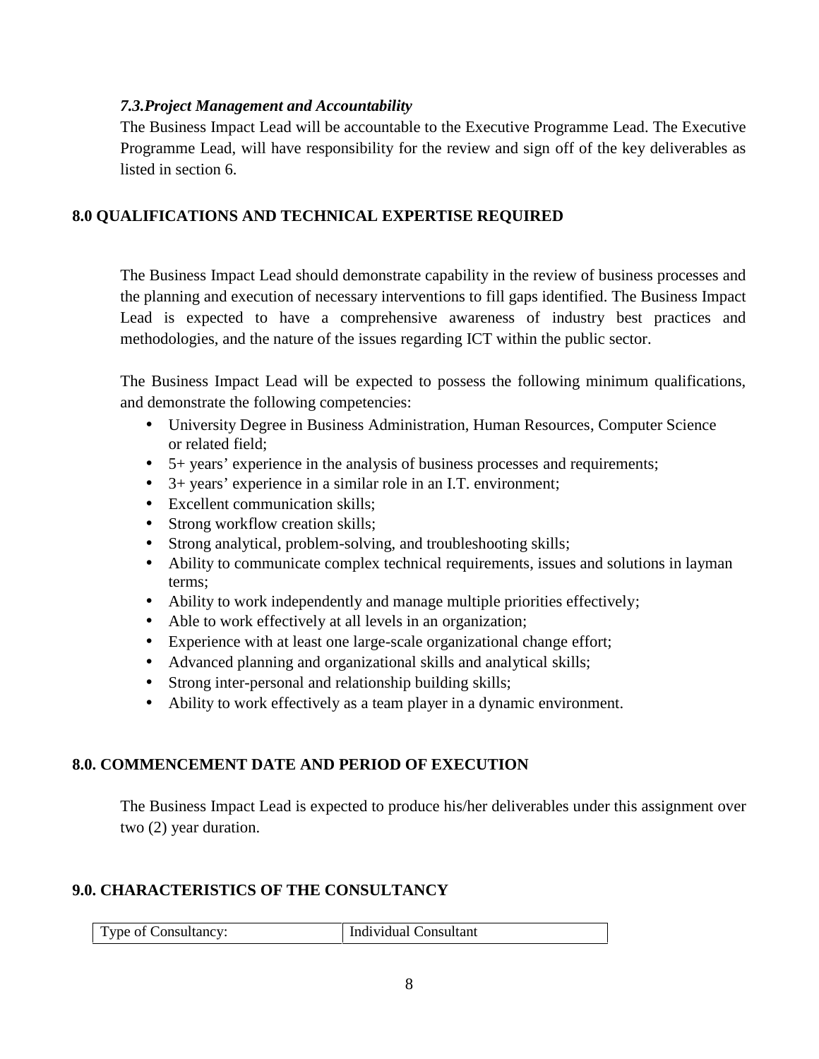### *7.3.Project Management and Accountability*

The Business Impact Lead will be accountable to the Executive Programme Lead. The Executive Programme Lead, will have responsibility for the review and sign off of the key deliverables as listed in section 6.

## 8.0 QUALIFICATIONS AND TECHNICAL EXPERTISE REQUIRED

The Business Impact Lead should demonstrate capability in the review of business processes and the planning and execution of necessary interventions to fill gaps identified. The Business Impact Lead is expected to have a comprehensive awareness of industry best practices and methodologies, and the nature of the issues regarding ICT within the public sector.

The Business Impact Lead will be expected to possess the following minimum qualifications, and demonstrate the following competencies:

- University Degree in Business Administration, Human Resources, Computer Science or related field;
- 5+ years' experience in the analysis of business processes and requirements;
- 3+ years' experience in a similar role in an I.T. environment;
- Excellent communication skills;
- Strong workflow creation skills;
- Strong analytical, problem-solving, and troubleshooting skills;
- Ability to communicate complex technical requirements, issues and solutions in layman terms;
- Ability to work independently and manage multiple priorities effectively;
- Able to work effectively at all levels in an organization;
- Experience with at least one large-scale organizational change effort;
- Advanced planning and organizational skills and analytical skills;
- Strong inter-personal and relationship building skills;
- Ability to work effectively as a team player in a dynamic environment.

## 8.0. COMMENCEMENT DATE AND PERIOD OF EXECUTION

The Business Impact Lead is expected to produce his/her deliverables under this assignment over two (2) year duration.

## 9.0. CHARACTERISTICS OF THE CONSULTANCY

| Type of Consultancy: | Individual Consultant |
|---|---|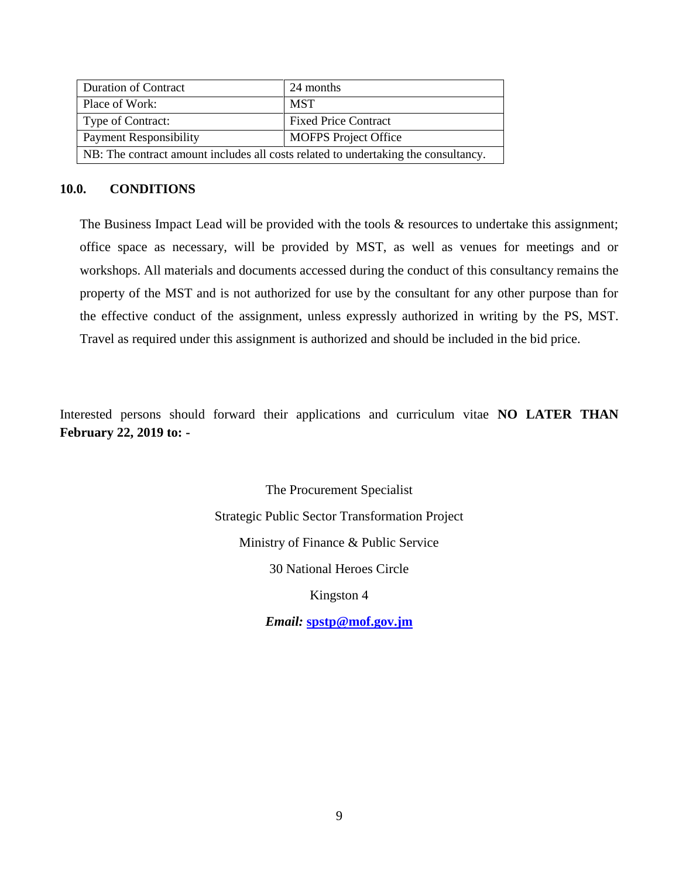| | |
|---|---|
| Duration of Contract | 24 months |
| Place of Work: | MST |
| Type of Contract: | Fixed Price Contract |
| Payment Responsibility | MOFPS Project Office |
| NB: The contract amount includes all costs related to undertaking the consultancy. | |

## 10.0. CONDITIONS

The Business Impact Lead will be provided with the tools & resources to undertake this assignment; office space as necessary, will be provided by MST, as well as venues for meetings and or workshops. All materials and documents accessed during the conduct of this consultancy remains the property of the MST and is not authorized for use by the consultant for any other purpose than for the effective conduct of the assignment, unless expressly authorized in writing by the PS, MST. Travel as required under this assignment is authorized and should be included in the bid price.

Interested persons should forward their applications and curriculum vitae **NO LATER THAN February 22, 2019 to: -**

The Procurement Specialist

Strategic Public Sector Transformation Project

Ministry of Finance & Public Service

30 National Heroes Circle

Kingston 4

***Email:*** **spstp@mof.gov.jm**